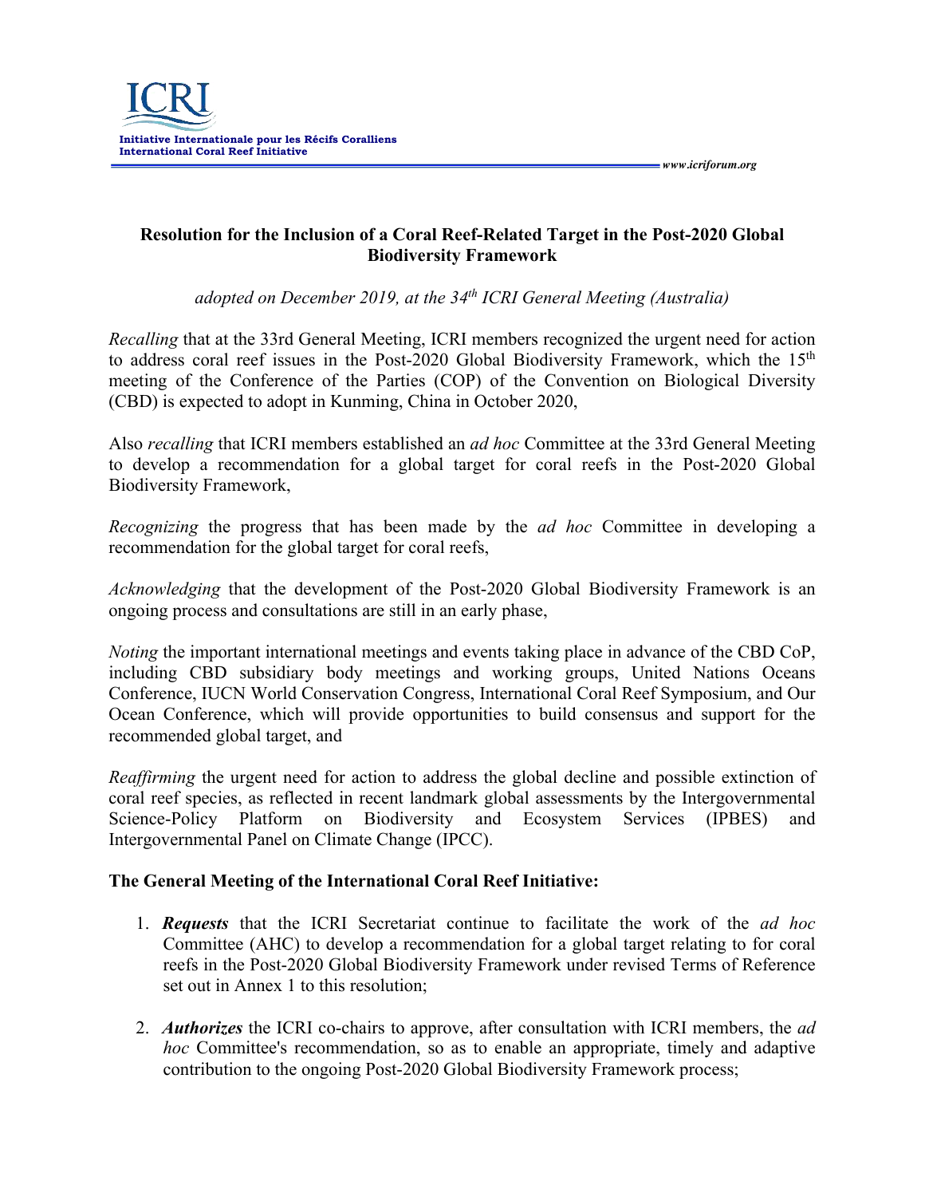ICRI

Initiative Internationale pour les Récifs Coralliens
International Coral Reef Initiative

www.icriforum.org

# Resolution for the Inclusion of a Coral Reef-Related Target in the Post-2020 Global Biodiversity Framework

*adopted on December 2019, at the 34th ICRI General Meeting (Australia)*

*Recalling* that at the 33rd General Meeting, ICRI members recognized the urgent need for action to address coral reef issues in the Post-2020 Global Biodiversity Framework, which the 15th meeting of the Conference of the Parties (COP) of the Convention on Biological Diversity (CBD) is expected to adopt in Kunming, China in October 2020,

Also *recalling* that ICRI members established an *ad hoc* Committee at the 33rd General Meeting to develop a recommendation for a global target for coral reefs in the Post-2020 Global Biodiversity Framework,

*Recognizing* the progress that has been made by the *ad hoc* Committee in developing a recommendation for the global target for coral reefs,

*Acknowledging* that the development of the Post-2020 Global Biodiversity Framework is an ongoing process and consultations are still in an early phase,

*Noting* the important international meetings and events taking place in advance of the CBD CoP, including CBD subsidiary body meetings and working groups, United Nations Oceans Conference, IUCN World Conservation Congress, International Coral Reef Symposium, and Our Ocean Conference, which will provide opportunities to build consensus and support for the recommended global target, and

*Reaffirming* the urgent need for action to address the global decline and possible extinction of coral reef species, as reflected in recent landmark global assessments by the Intergovernmental Science-Policy Platform on Biodiversity and Ecosystem Services (IPBES) and Intergovernmental Panel on Climate Change (IPCC).

**The General Meeting of the International Coral Reef Initiative:**

1. ***Requests*** that the ICRI Secretariat continue to facilitate the work of the *ad hoc* Committee (AHC) to develop a recommendation for a global target relating to for coral reefs in the Post-2020 Global Biodiversity Framework under revised Terms of Reference set out in Annex 1 to this resolution;

2. ***Authorizes*** the ICRI co-chairs to approve, after consultation with ICRI members, the *ad hoc* Committee's recommendation, so as to enable an appropriate, timely and adaptive contribution to the ongoing Post-2020 Global Biodiversity Framework process;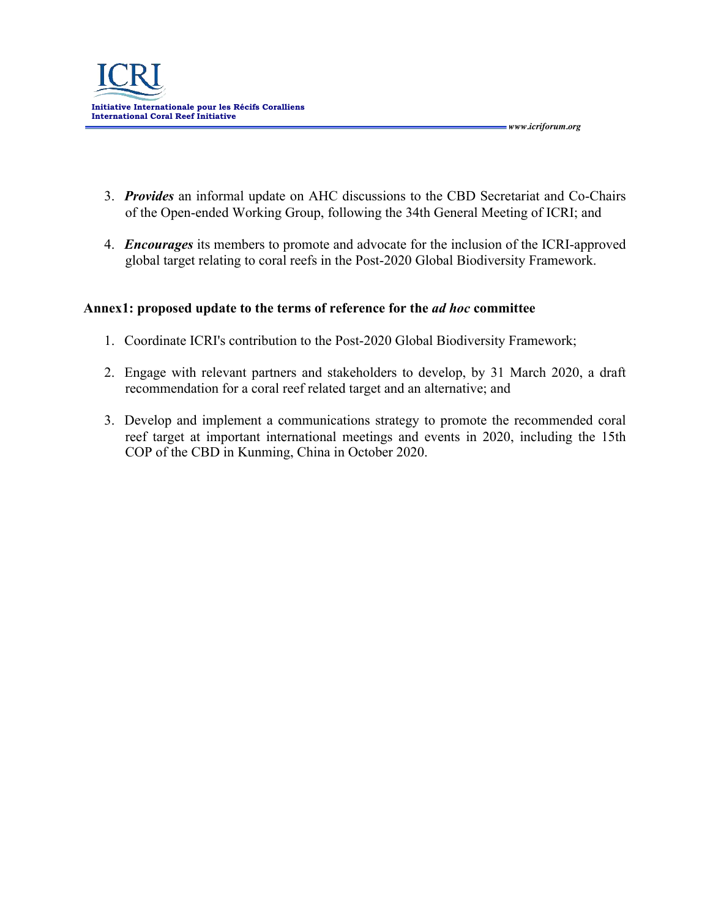3. ***Provides*** an informal update on AHC discussions to the CBD Secretariat and Co-Chairs of the Open-ended Working Group, following the 34th General Meeting of ICRI; and

4. ***Encourages*** its members to promote and advocate for the inclusion of the ICRI-approved global target relating to coral reefs in the Post-2020 Global Biodiversity Framework.

**Annex1: proposed update to the terms of reference for the *ad hoc* committee**

1. Coordinate ICRI's contribution to the Post-2020 Global Biodiversity Framework;

2. Engage with relevant partners and stakeholders to develop, by 31 March 2020, a draft recommendation for a coral reef related target and an alternative; and

3. Develop and implement a communications strategy to promote the recommended coral reef target at important international meetings and events in 2020, including the 15th COP of the CBD in Kunming, China in October 2020.